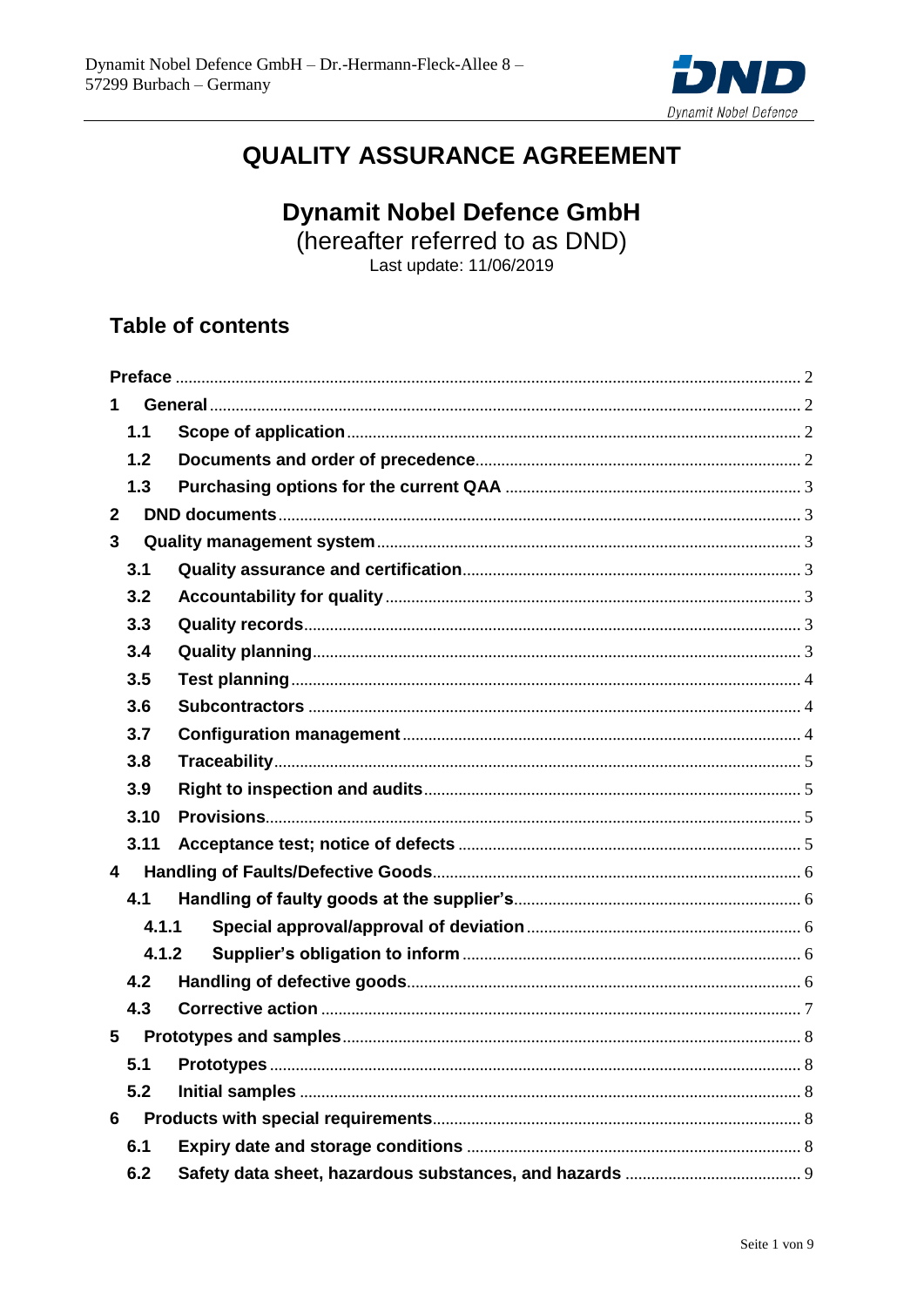# QUALITY ASSURANCE AGREEMENT

## Dynamit Nobel Defence GmbH

(hereafter referred to as DND)

Last update: 11/06/2019

## Table of contents

| | | |
|---|---|---|
| **Preface** | | 2 |
| **1** | **General** | 2 |
| **1.1** | **Scope of application** | 2 |
| **1.2** | **Documents and order of precedence** | 2 |
| **1.3** | **Purchasing options for the current QAA** | 3 |
| **2** | **DND documents** | 3 |
| **3** | **Quality management system** | 3 |
| **3.1** | **Quality assurance and certification** | 3 |
| **3.2** | **Accountability for quality** | 3 |
| **3.3** | **Quality records** | 3 |
| **3.4** | **Quality planning** | 3 |
| **3.5** | **Test planning** | 4 |
| **3.6** | **Subcontractors** | 4 |
| **3.7** | **Configuration management** | 4 |
| **3.8** | **Traceability** | 5 |
| **3.9** | **Right to inspection and audits** | 5 |
| **3.10** | **Provisions** | 5 |
| **3.11** | **Acceptance test; notice of defects** | 5 |
| **4** | **Handling of Faults/Defective Goods** | 6 |
| **4.1** | **Handling of faulty goods at the supplier's** | 6 |
| **4.1.1** | **Special approval/approval of deviation** | 6 |
| **4.1.2** | **Supplier's obligation to inform** | 6 |
| **4.2** | **Handling of defective goods** | 6 |
| **4.3** | **Corrective action** | 7 |
| **5** | **Prototypes and samples** | 8 |
| **5.1** | **Prototypes** | 8 |
| **5.2** | **Initial samples** | 8 |
| **6** | **Products with special requirements** | 8 |
| **6.1** | **Expiry date and storage conditions** | 8 |
| **6.2** | **Safety data sheet, hazardous substances, and hazards** | 9 |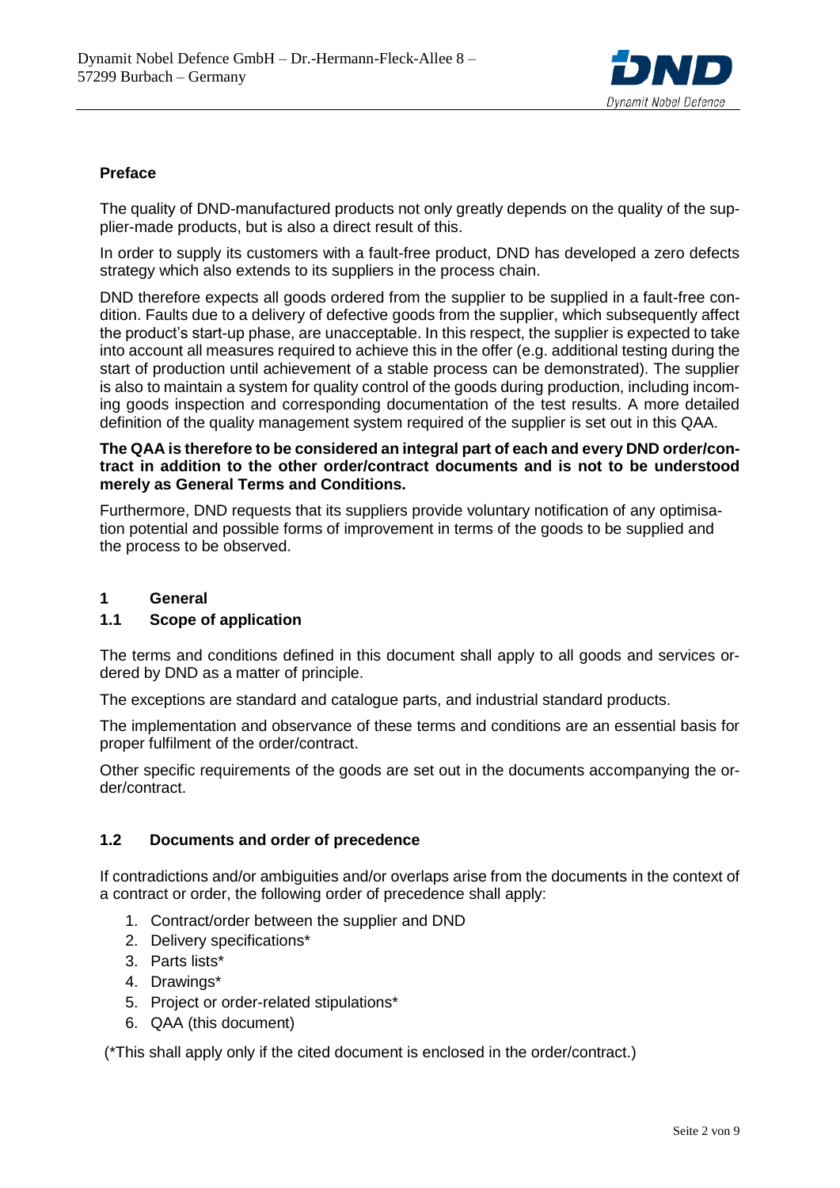## Preface

The quality of DND-manufactured products not only greatly depends on the quality of the supplier-made products, but is also a direct result of this.

In order to supply its customers with a fault-free product, DND has developed a zero defects strategy which also extends to its suppliers in the process chain.

DND therefore expects all goods ordered from the supplier to be supplied in a fault-free condition. Faults due to a delivery of defective goods from the supplier, which subsequently affect the product's start-up phase, are unacceptable. In this respect, the supplier is expected to take into account all measures required to achieve this in the offer (e.g. additional testing during the start of production until achievement of a stable process can be demonstrated). The supplier is also to maintain a system for quality control of the goods during production, including incoming goods inspection and corresponding documentation of the test results. A more detailed definition of the quality management system required of the supplier is set out in this QAA.

**The QAA is therefore to be considered an integral part of each and every DND order/contract in addition to the other order/contract documents and is not to be understood merely as General Terms and Conditions.**

Furthermore, DND requests that its suppliers provide voluntary notification of any optimisation potential and possible forms of improvement in terms of the goods to be supplied and the process to be observed.

## 1 General

### 1.1 Scope of application

The terms and conditions defined in this document shall apply to all goods and services ordered by DND as a matter of principle.

The exceptions are standard and catalogue parts, and industrial standard products.

The implementation and observance of these terms and conditions are an essential basis for proper fulfilment of the order/contract.

Other specific requirements of the goods are set out in the documents accompanying the order/contract.

### 1.2 Documents and order of precedence

If contradictions and/or ambiguities and/or overlaps arise from the documents in the context of a contract or order, the following order of precedence shall apply:

1. Contract/order between the supplier and DND
2. Delivery specifications*
3. Parts lists*
4. Drawings*
5. Project or order-related stipulations*
6. QAA (this document)

(*This shall apply only if the cited document is enclosed in the order/contract.)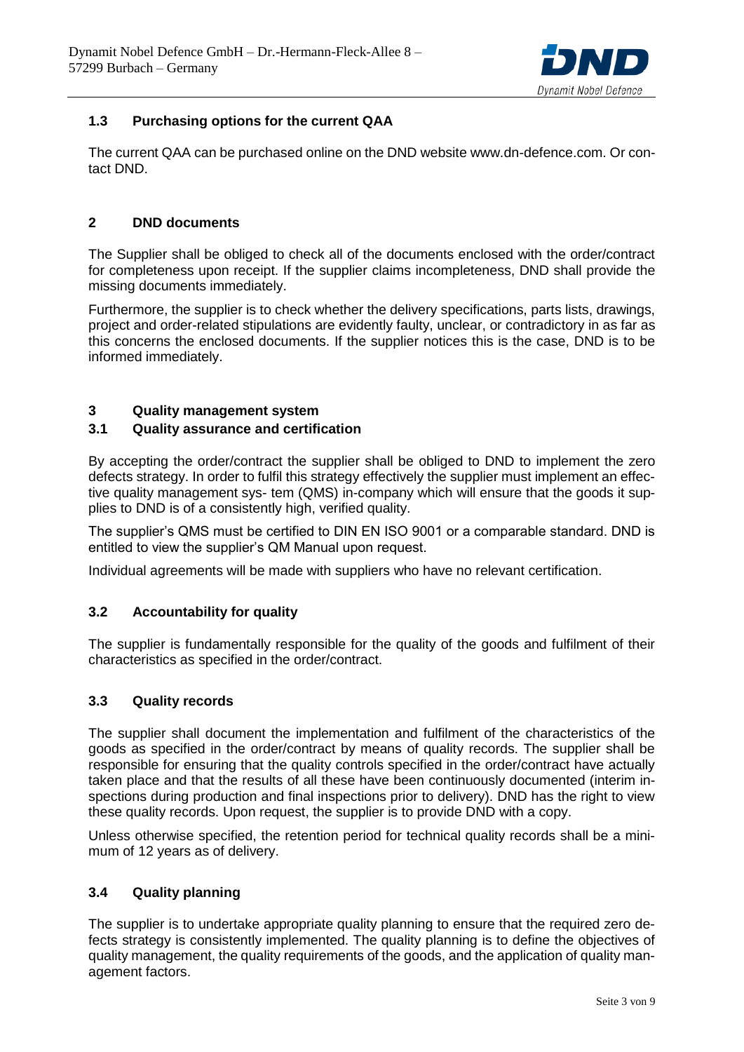## 1.3 Purchasing options for the current QAA

The current QAA can be purchased online on the DND website www.dn-defence.com. Or contact DND.

## 2 DND documents

The Supplier shall be obliged to check all of the documents enclosed with the order/contract for completeness upon receipt. If the supplier claims incompleteness, DND shall provide the missing documents immediately.

Furthermore, the supplier is to check whether the delivery specifications, parts lists, drawings, project and order-related stipulations are evidently faulty, unclear, or contradictory in as far as this concerns the enclosed documents. If the supplier notices this is the case, DND is to be informed immediately.

## 3 Quality management system

### 3.1 Quality assurance and certification

By accepting the order/contract the supplier shall be obliged to DND to implement the zero defects strategy. In order to fulfil this strategy effectively the supplier must implement an effective quality management sys- tem (QMS) in-company which will ensure that the goods it supplies to DND is of a consistently high, verified quality.

The supplier's QMS must be certified to DIN EN ISO 9001 or a comparable standard. DND is entitled to view the supplier's QM Manual upon request.

Individual agreements will be made with suppliers who have no relevant certification.

### 3.2 Accountability for quality

The supplier is fundamentally responsible for the quality of the goods and fulfilment of their characteristics as specified in the order/contract.

### 3.3 Quality records

The supplier shall document the implementation and fulfilment of the characteristics of the goods as specified in the order/contract by means of quality records. The supplier shall be responsible for ensuring that the quality controls specified in the order/contract have actually taken place and that the results of all these have been continuously documented (interim inspections during production and final inspections prior to delivery). DND has the right to view these quality records. Upon request, the supplier is to provide DND with a copy.

Unless otherwise specified, the retention period for technical quality records shall be a minimum of 12 years as of delivery.

### 3.4 Quality planning

The supplier is to undertake appropriate quality planning to ensure that the required zero defects strategy is consistently implemented. The quality planning is to define the objectives of quality management, the quality requirements of the goods, and the application of quality management factors.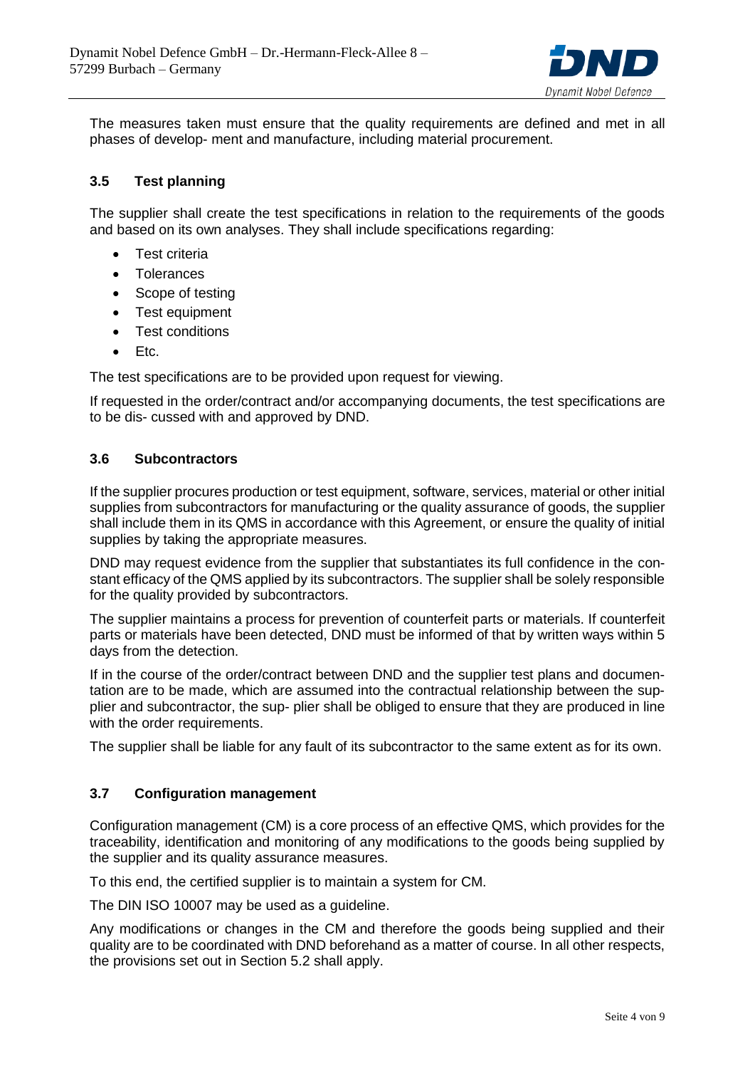The measures taken must ensure that the quality requirements are defined and met in all phases of develop- ment and manufacture, including material procurement.

### 3.5 Test planning

The supplier shall create the test specifications in relation to the requirements of the goods and based on its own analyses. They shall include specifications regarding:

- Test criteria
- Tolerances
- Scope of testing
- Test equipment
- Test conditions
- Etc.

The test specifications are to be provided upon request for viewing.

If requested in the order/contract and/or accompanying documents, the test specifications are to be dis- cussed with and approved by DND.

### 3.6 Subcontractors

If the supplier procures production or test equipment, software, services, material or other initial supplies from subcontractors for manufacturing or the quality assurance of goods, the supplier shall include them in its QMS in accordance with this Agreement, or ensure the quality of initial supplies by taking the appropriate measures.

DND may request evidence from the supplier that substantiates its full confidence in the constant efficacy of the QMS applied by its subcontractors. The supplier shall be solely responsible for the quality provided by subcontractors.

The supplier maintains a process for prevention of counterfeit parts or materials. If counterfeit parts or materials have been detected, DND must be informed of that by written ways within 5 days from the detection.

If in the course of the order/contract between DND and the supplier test plans and documentation are to be made, which are assumed into the contractual relationship between the supplier and subcontractor, the sup- plier shall be obliged to ensure that they are produced in line with the order requirements.

The supplier shall be liable for any fault of its subcontractor to the same extent as for its own.

### 3.7 Configuration management

Configuration management (CM) is a core process of an effective QMS, which provides for the traceability, identification and monitoring of any modifications to the goods being supplied by the supplier and its quality assurance measures.

To this end, the certified supplier is to maintain a system for CM.

The DIN ISO 10007 may be used as a guideline.

Any modifications or changes in the CM and therefore the goods being supplied and their quality are to be coordinated with DND beforehand as a matter of course. In all other respects, the provisions set out in Section 5.2 shall apply.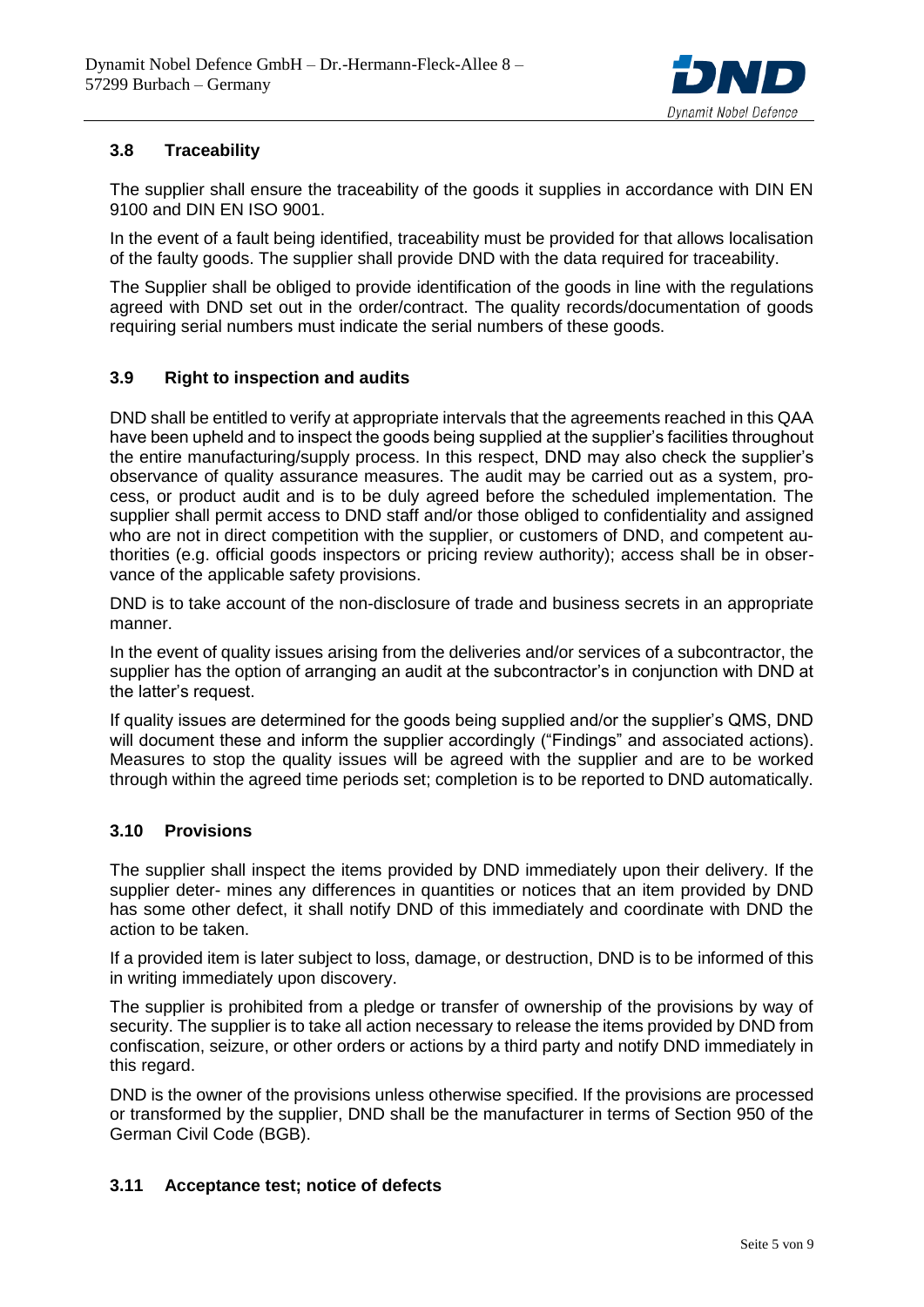### 3.8 Traceability

The supplier shall ensure the traceability of the goods it supplies in accordance with DIN EN 9100 and DIN EN ISO 9001.

In the event of a fault being identified, traceability must be provided for that allows localisation of the faulty goods. The supplier shall provide DND with the data required for traceability.

The Supplier shall be obliged to provide identification of the goods in line with the regulations agreed with DND set out in the order/contract. The quality records/documentation of goods requiring serial numbers must indicate the serial numbers of these goods.

### 3.9 Right to inspection and audits

DND shall be entitled to verify at appropriate intervals that the agreements reached in this QAA have been upheld and to inspect the goods being supplied at the supplier's facilities throughout the entire manufacturing/supply process. In this respect, DND may also check the supplier's observance of quality assurance measures. The audit may be carried out as a system, process, or product audit and is to be duly agreed before the scheduled implementation. The supplier shall permit access to DND staff and/or those obliged to confidentiality and assigned who are not in direct competition with the supplier, or customers of DND, and competent authorities (e.g. official goods inspectors or pricing review authority); access shall be in observance of the applicable safety provisions.

DND is to take account of the non-disclosure of trade and business secrets in an appropriate manner.

In the event of quality issues arising from the deliveries and/or services of a subcontractor, the supplier has the option of arranging an audit at the subcontractor's in conjunction with DND at the latter's request.

If quality issues are determined for the goods being supplied and/or the supplier's QMS, DND will document these and inform the supplier accordingly ("Findings" and associated actions). Measures to stop the quality issues will be agreed with the supplier and are to be worked through within the agreed time periods set; completion is to be reported to DND automatically.

### 3.10 Provisions

The supplier shall inspect the items provided by DND immediately upon their delivery. If the supplier deter- mines any differences in quantities or notices that an item provided by DND has some other defect, it shall notify DND of this immediately and coordinate with DND the action to be taken.

If a provided item is later subject to loss, damage, or destruction, DND is to be informed of this in writing immediately upon discovery.

The supplier is prohibited from a pledge or transfer of ownership of the provisions by way of security. The supplier is to take all action necessary to release the items provided by DND from confiscation, seizure, or other orders or actions by a third party and notify DND immediately in this regard.

DND is the owner of the provisions unless otherwise specified. If the provisions are processed or transformed by the supplier, DND shall be the manufacturer in terms of Section 950 of the German Civil Code (BGB).

### 3.11 Acceptance test; notice of defects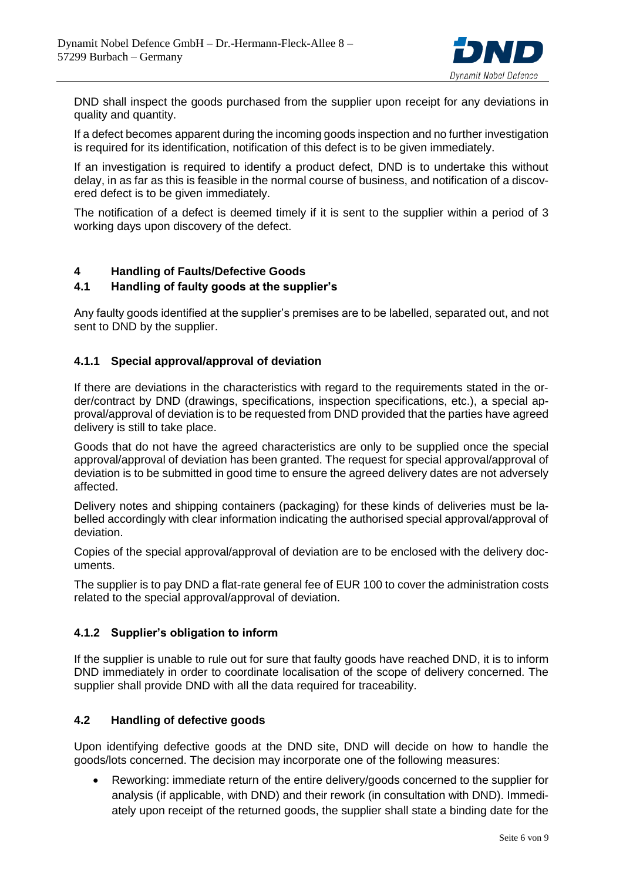DND shall inspect the goods purchased from the supplier upon receipt for any deviations in quality and quantity.

If a defect becomes apparent during the incoming goods inspection and no further investigation is required for its identification, notification of this defect is to be given immediately.

If an investigation is required to identify a product defect, DND is to undertake this without delay, in as far as this is feasible in the normal course of business, and notification of a discovered defect is to be given immediately.

The notification of a defect is deemed timely if it is sent to the supplier within a period of 3 working days upon discovery of the defect.

## 4 Handling of Faults/Defective Goods

### 4.1 Handling of faulty goods at the supplier's

Any faulty goods identified at the supplier's premises are to be labelled, separated out, and not sent to DND by the supplier.

#### 4.1.1 Special approval/approval of deviation

If there are deviations in the characteristics with regard to the requirements stated in the order/contract by DND (drawings, specifications, inspection specifications, etc.), a special approval/approval of deviation is to be requested from DND provided that the parties have agreed delivery is still to take place.

Goods that do not have the agreed characteristics are only to be supplied once the special approval/approval of deviation has been granted. The request for special approval/approval of deviation is to be submitted in good time to ensure the agreed delivery dates are not adversely affected.

Delivery notes and shipping containers (packaging) for these kinds of deliveries must be labelled accordingly with clear information indicating the authorised special approval/approval of deviation.

Copies of the special approval/approval of deviation are to be enclosed with the delivery documents.

The supplier is to pay DND a flat-rate general fee of EUR 100 to cover the administration costs related to the special approval/approval of deviation.

#### 4.1.2 Supplier's obligation to inform

If the supplier is unable to rule out for sure that faulty goods have reached DND, it is to inform DND immediately in order to coordinate localisation of the scope of delivery concerned. The supplier shall provide DND with all the data required for traceability.

### 4.2 Handling of defective goods

Upon identifying defective goods at the DND site, DND will decide on how to handle the goods/lots concerned. The decision may incorporate one of the following measures:

- Reworking: immediate return of the entire delivery/goods concerned to the supplier for analysis (if applicable, with DND) and their rework (in consultation with DND). Immediately upon receipt of the returned goods, the supplier shall state a binding date for the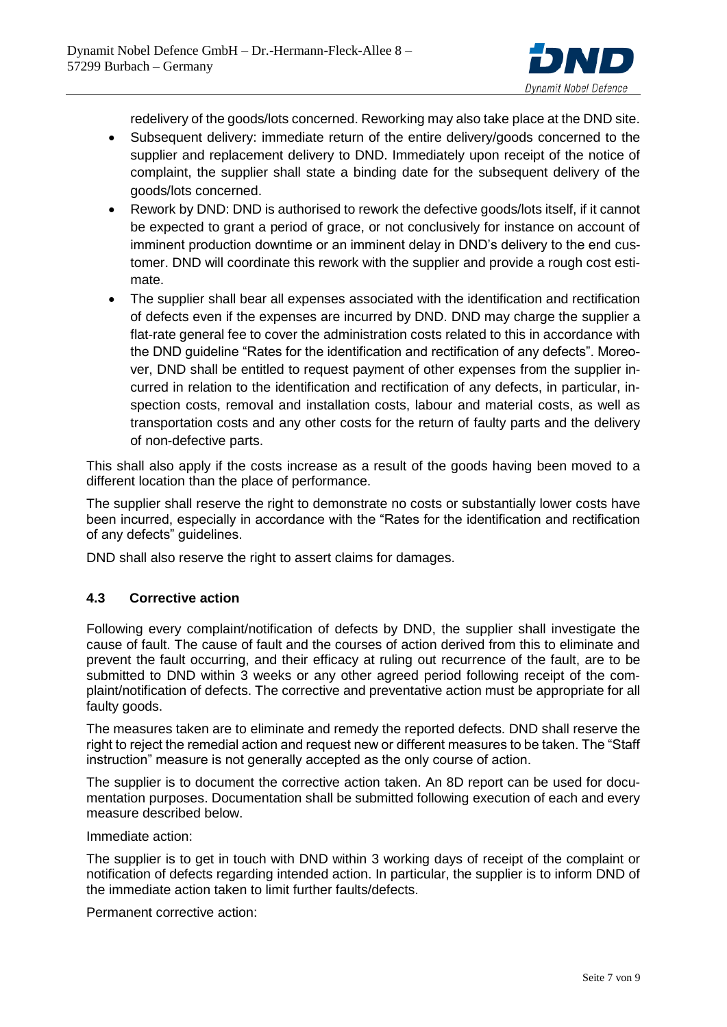redelivery of the goods/lots concerned. Reworking may also take place at the DND site.

- Subsequent delivery: immediate return of the entire delivery/goods concerned to the supplier and replacement delivery to DND. Immediately upon receipt of the notice of complaint, the supplier shall state a binding date for the subsequent delivery of the goods/lots concerned.
- Rework by DND: DND is authorised to rework the defective goods/lots itself, if it cannot be expected to grant a period of grace, or not conclusively for instance on account of imminent production downtime or an imminent delay in DND's delivery to the end customer. DND will coordinate this rework with the supplier and provide a rough cost estimate.
- The supplier shall bear all expenses associated with the identification and rectification of defects even if the expenses are incurred by DND. DND may charge the supplier a flat-rate general fee to cover the administration costs related to this in accordance with the DND guideline "Rates for the identification and rectification of any defects". Moreover, DND shall be entitled to request payment of other expenses from the supplier incurred in relation to the identification and rectification of any defects, in particular, inspection costs, removal and installation costs, labour and material costs, as well as transportation costs and any other costs for the return of faulty parts and the delivery of non-defective parts.

This shall also apply if the costs increase as a result of the goods having been moved to a different location than the place of performance.

The supplier shall reserve the right to demonstrate no costs or substantially lower costs have been incurred, especially in accordance with the "Rates for the identification and rectification of any defects" guidelines.

DND shall also reserve the right to assert claims for damages.

### 4.3 Corrective action

Following every complaint/notification of defects by DND, the supplier shall investigate the cause of fault. The cause of fault and the courses of action derived from this to eliminate and prevent the fault occurring, and their efficacy at ruling out recurrence of the fault, are to be submitted to DND within 3 weeks or any other agreed period following receipt of the complaint/notification of defects. The corrective and preventative action must be appropriate for all faulty goods.

The measures taken are to eliminate and remedy the reported defects. DND shall reserve the right to reject the remedial action and request new or different measures to be taken. The "Staff instruction" measure is not generally accepted as the only course of action.

The supplier is to document the corrective action taken. An 8D report can be used for documentation purposes. Documentation shall be submitted following execution of each and every measure described below.

Immediate action:

The supplier is to get in touch with DND within 3 working days of receipt of the complaint or notification of defects regarding intended action. In particular, the supplier is to inform DND of the immediate action taken to limit further faults/defects.

Permanent corrective action: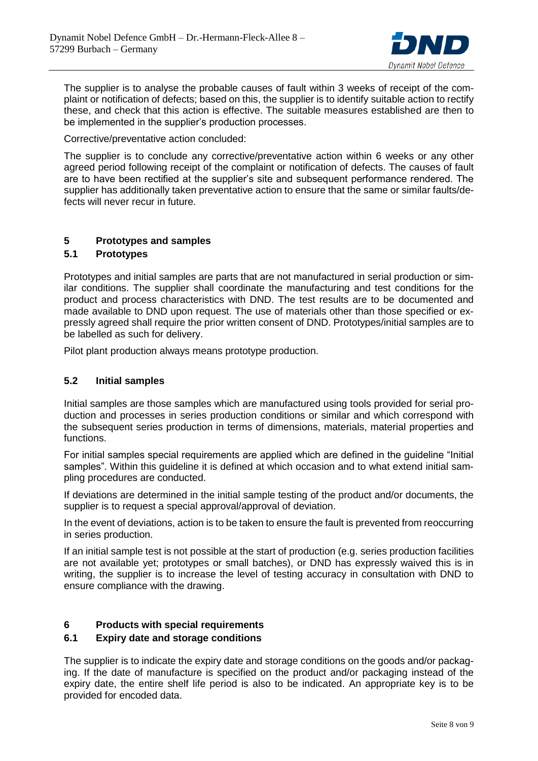The supplier is to analyse the probable causes of fault within 3 weeks of receipt of the complaint or notification of defects; based on this, the supplier is to identify suitable action to rectify these, and check that this action is effective. The suitable measures established are then to be implemented in the supplier's production processes.

Corrective/preventative action concluded:

The supplier is to conclude any corrective/preventative action within 6 weeks or any other agreed period following receipt of the complaint or notification of defects. The causes of fault are to have been rectified at the supplier's site and subsequent performance rendered. The supplier has additionally taken preventative action to ensure that the same or similar faults/defects will never recur in future.

## 5 Prototypes and samples

### 5.1 Prototypes

Prototypes and initial samples are parts that are not manufactured in serial production or similar conditions. The supplier shall coordinate the manufacturing and test conditions for the product and process characteristics with DND. The test results are to be documented and made available to DND upon request. The use of materials other than those specified or expressly agreed shall require the prior written consent of DND. Prototypes/initial samples are to be labelled as such for delivery.

Pilot plant production always means prototype production.

### 5.2 Initial samples

Initial samples are those samples which are manufactured using tools provided for serial production and processes in series production conditions or similar and which correspond with the subsequent series production in terms of dimensions, materials, material properties and functions.

For initial samples special requirements are applied which are defined in the guideline "Initial samples". Within this guideline it is defined at which occasion and to what extend initial sampling procedures are conducted.

If deviations are determined in the initial sample testing of the product and/or documents, the supplier is to request a special approval/approval of deviation.

In the event of deviations, action is to be taken to ensure the fault is prevented from reoccurring in series production.

If an initial sample test is not possible at the start of production (e.g. series production facilities are not available yet; prototypes or small batches), or DND has expressly waived this is in writing, the supplier is to increase the level of testing accuracy in consultation with DND to ensure compliance with the drawing.

## 6 Products with special requirements

### 6.1 Expiry date and storage conditions

The supplier is to indicate the expiry date and storage conditions on the goods and/or packaging. If the date of manufacture is specified on the product and/or packaging instead of the expiry date, the entire shelf life period is also to be indicated. An appropriate key is to be provided for encoded data.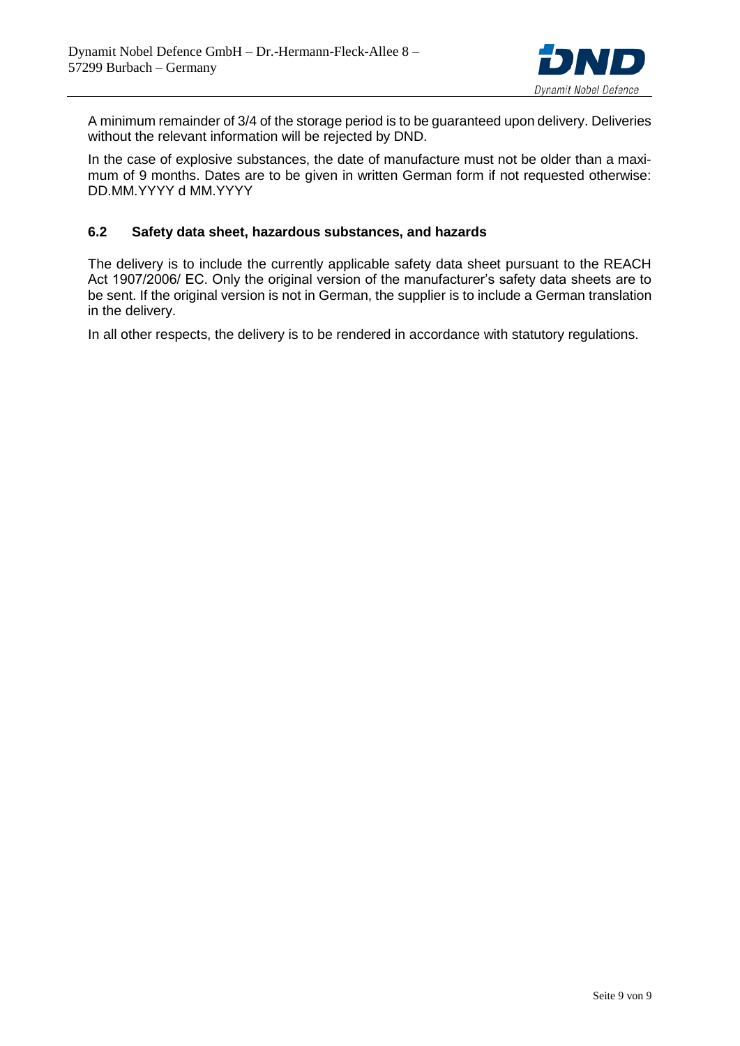A minimum remainder of 3/4 of the storage period is to be guaranteed upon delivery. Deliveries without the relevant information will be rejected by DND.

In the case of explosive substances, the date of manufacture must not be older than a maximum of 9 months. Dates are to be given in written German form if not requested otherwise: DD.MM.YYYY d MM.YYYY

### 6.2 Safety data sheet, hazardous substances, and hazards

The delivery is to include the currently applicable safety data sheet pursuant to the REACH Act 1907/2006/ EC. Only the original version of the manufacturer's safety data sheets are to be sent. If the original version is not in German, the supplier is to include a German translation in the delivery.

In all other respects, the delivery is to be rendered in accordance with statutory regulations.